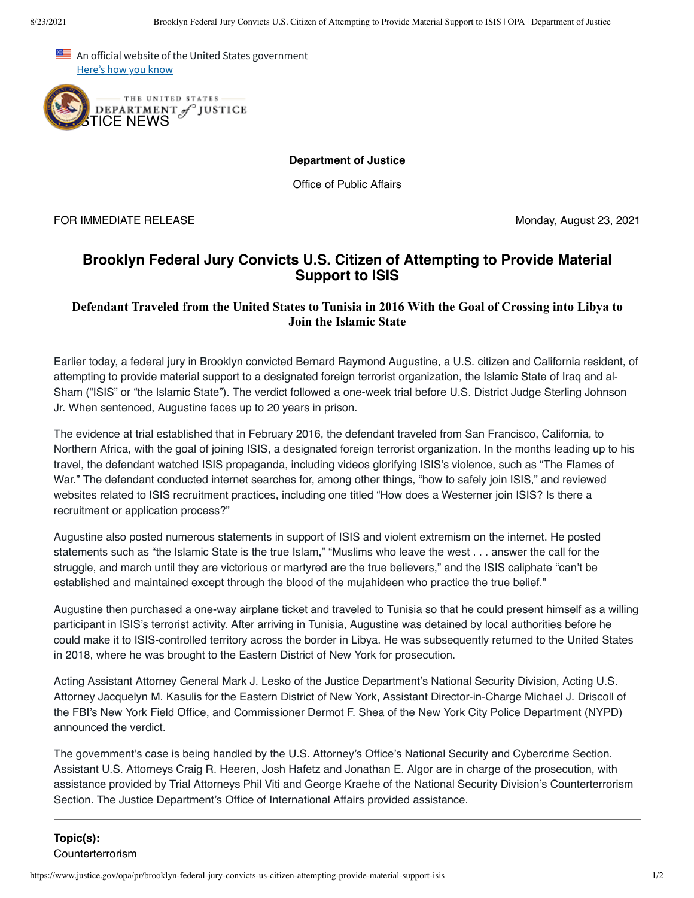An official website of the United States government
Here's how you know

JUSTICE NEWS

**Department of Justice**

Office of Public Affairs

FOR IMMEDIATE RELEASE

Monday, August 23, 2021

# Brooklyn Federal Jury Convicts U.S. Citizen of Attempting to Provide Material Support to ISIS

## Defendant Traveled from the United States to Tunisia in 2016 With the Goal of Crossing into Libya to Join the Islamic State

Earlier today, a federal jury in Brooklyn convicted Bernard Raymond Augustine, a U.S. citizen and California resident, of attempting to provide material support to a designated foreign terrorist organization, the Islamic State of Iraq and al-Sham ("ISIS" or "the Islamic State"). The verdict followed a one-week trial before U.S. District Judge Sterling Johnson Jr. When sentenced, Augustine faces up to 20 years in prison.

The evidence at trial established that in February 2016, the defendant traveled from San Francisco, California, to Northern Africa, with the goal of joining ISIS, a designated foreign terrorist organization. In the months leading up to his travel, the defendant watched ISIS propaganda, including videos glorifying ISIS's violence, such as "The Flames of War." The defendant conducted internet searches for, among other things, "how to safely join ISIS," and reviewed websites related to ISIS recruitment practices, including one titled "How does a Westerner join ISIS? Is there a recruitment or application process?"

Augustine also posted numerous statements in support of ISIS and violent extremism on the internet. He posted statements such as "the Islamic State is the true Islam," "Muslims who leave the west . . . answer the call for the struggle, and march until they are victorious or martyred are the true believers," and the ISIS caliphate "can't be established and maintained except through the blood of the mujahideen who practice the true belief."

Augustine then purchased a one-way airplane ticket and traveled to Tunisia so that he could present himself as a willing participant in ISIS's terrorist activity. After arriving in Tunisia, Augustine was detained by local authorities before he could make it to ISIS-controlled territory across the border in Libya. He was subsequently returned to the United States in 2018, where he was brought to the Eastern District of New York for prosecution.

Acting Assistant Attorney General Mark J. Lesko of the Justice Department's National Security Division, Acting U.S. Attorney Jacquelyn M. Kasulis for the Eastern District of New York, Assistant Director-in-Charge Michael J. Driscoll of the FBI's New York Field Office, and Commissioner Dermot F. Shea of the New York City Police Department (NYPD) announced the verdict.

The government's case is being handled by the U.S. Attorney's Office's National Security and Cybercrime Section. Assistant U.S. Attorneys Craig R. Heeren, Josh Hafetz and Jonathan E. Algor are in charge of the prosecution, with assistance provided by Trial Attorneys Phil Viti and George Kraehe of the National Security Division's Counterterrorism Section. The Justice Department's Office of International Affairs provided assistance.

---

**Topic(s):**
Counterterrorism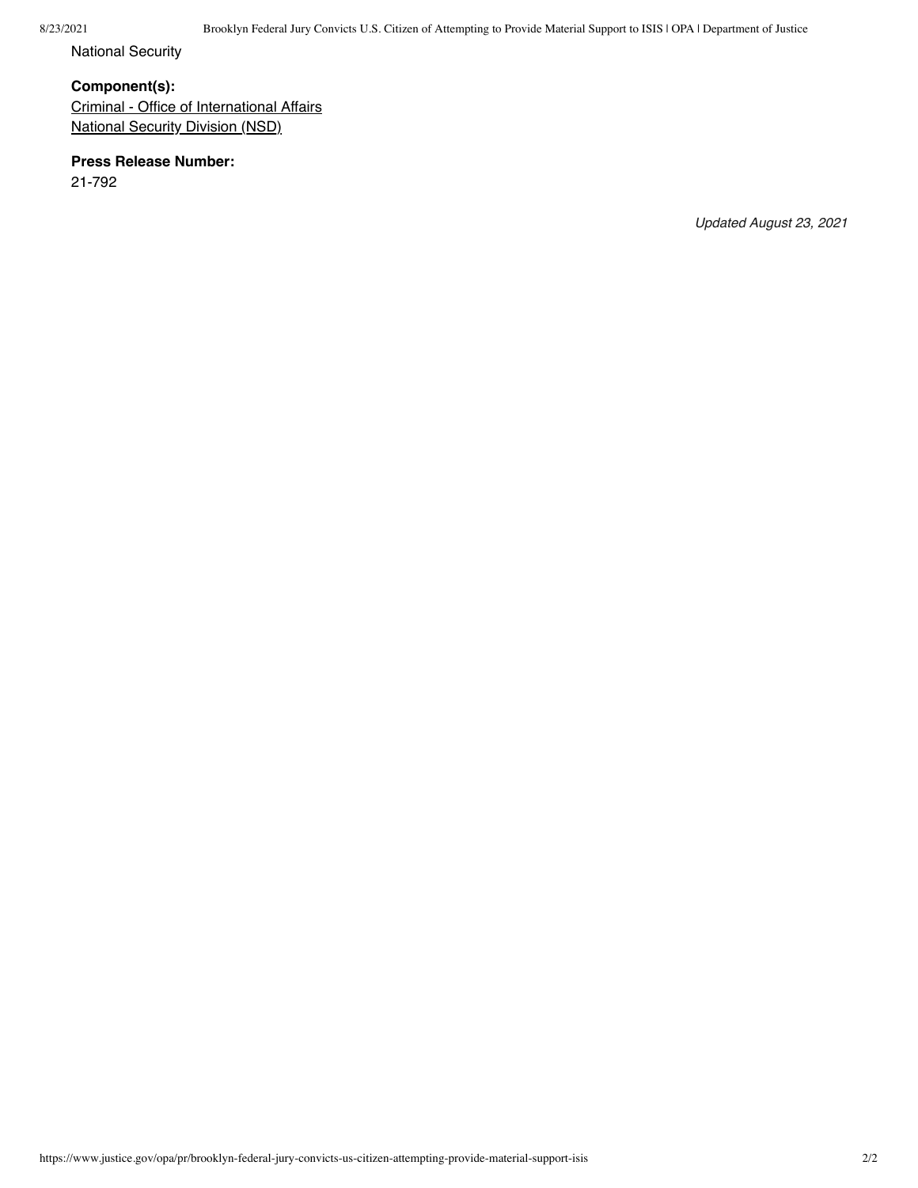National Security

**Component(s):**

Criminal - Office of International Affairs
National Security Division (NSD)

**Press Release Number:**

21-792

*Updated August 23, 2021*